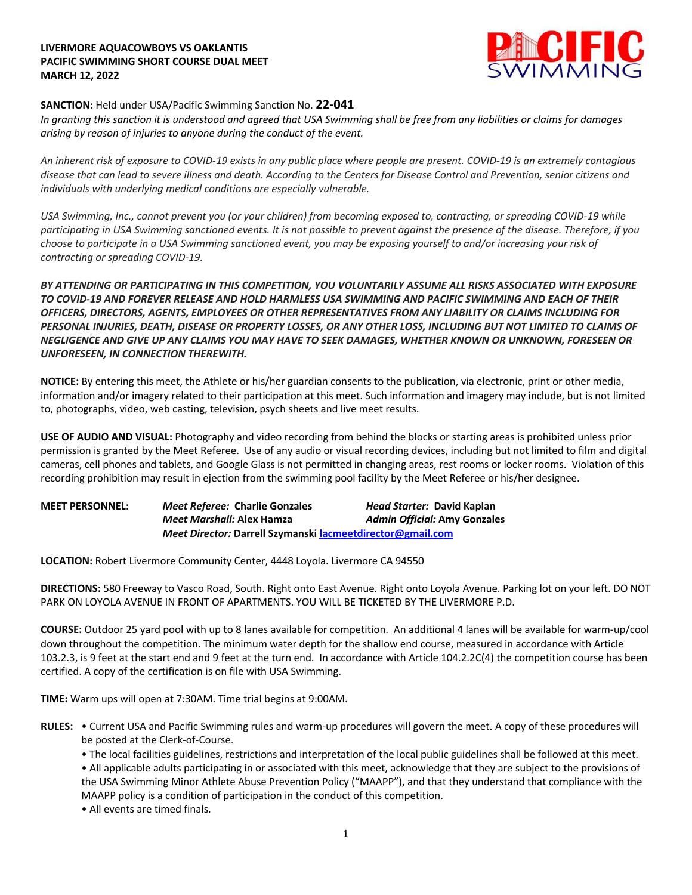**LIVERMORE AQUACOWBOYS VS OAKLANTIS**
**PACIFIC SWIMMING SHORT COURSE DUAL MEET**
**MARCH 12, 2022**

**SANCTION:** Held under USA/Pacific Swimming Sanction No. **22-041**

*In granting this sanction it is understood and agreed that USA Swimming shall be free from any liabilities or claims for damages arising by reason of injuries to anyone during the conduct of the event.*

*An inherent risk of exposure to COVID-19 exists in any public place where people are present. COVID-19 is an extremely contagious disease that can lead to severe illness and death. According to the Centers for Disease Control and Prevention, senior citizens and individuals with underlying medical conditions are especially vulnerable.*

*USA Swimming, Inc., cannot prevent you (or your children) from becoming exposed to, contracting, or spreading COVID-19 while participating in USA Swimming sanctioned events. It is not possible to prevent against the presence of the disease. Therefore, if you choose to participate in a USA Swimming sanctioned event, you may be exposing yourself to and/or increasing your risk of contracting or spreading COVID-19.*

***BY ATTENDING OR PARTICIPATING IN THIS COMPETITION, YOU VOLUNTARILY ASSUME ALL RISKS ASSOCIATED WITH EXPOSURE TO COVID-19 AND FOREVER RELEASE AND HOLD HARMLESS USA SWIMMING AND PACIFIC SWIMMING AND EACH OF THEIR OFFICERS, DIRECTORS, AGENTS, EMPLOYEES OR OTHER REPRESENTATIVES FROM ANY LIABILITY OR CLAIMS INCLUDING FOR PERSONAL INJURIES, DEATH, DISEASE OR PROPERTY LOSSES, OR ANY OTHER LOSS, INCLUDING BUT NOT LIMITED TO CLAIMS OF NEGLIGENCE AND GIVE UP ANY CLAIMS YOU MAY HAVE TO SEEK DAMAGES, WHETHER KNOWN OR UNKNOWN, FORESEEN OR UNFORESEEN, IN CONNECTION THEREWITH.***

**NOTICE:** By entering this meet, the Athlete or his/her guardian consents to the publication, via electronic, print or other media, information and/or imagery related to their participation at this meet. Such information and imagery may include, but is not limited to, photographs, video, web casting, television, psych sheets and live meet results.

**USE OF AUDIO AND VISUAL:** Photography and video recording from behind the blocks or starting areas is prohibited unless prior permission is granted by the Meet Referee. Use of any audio or visual recording devices, including but not limited to film and digital cameras, cell phones and tablets, and Google Glass is not permitted in changing areas, rest rooms or locker rooms. Violation of this recording prohibition may result in ejection from the swimming pool facility by the Meet Referee or his/her designee.

**MEET PERSONNEL:**
- ***Meet Referee:*** **Charlie Gonzales**
- ***Head Starter:*** **David Kaplan**
- ***Meet Marshall:*** **Alex Hamza**
- ***Admin Official:*** **Amy Gonzales**
- ***Meet Director:*** **Darrell Szymanski** lacmeetdirector@gmail.com

**LOCATION:** Robert Livermore Community Center, 4448 Loyola. Livermore CA 94550

**DIRECTIONS:** 580 Freeway to Vasco Road, South. Right onto East Avenue. Right onto Loyola Avenue. Parking lot on your left. DO NOT PARK ON LOYOLA AVENUE IN FRONT OF APARTMENTS. YOU WILL BE TICKETED BY THE LIVERMORE P.D.

**COURSE:** Outdoor 25 yard pool with up to 8 lanes available for competition. An additional 4 lanes will be available for warm-up/cool down throughout the competition. The minimum water depth for the shallow end course, measured in accordance with Article 103.2.3, is 9 feet at the start end and 9 feet at the turn end. In accordance with Article 104.2.2C(4) the competition course has been certified. A copy of the certification is on file with USA Swimming.

**TIME:** Warm ups will open at 7:30AM. Time trial begins at 9:00AM.

**RULES:**
- Current USA and Pacific Swimming rules and warm-up procedures will govern the meet. A copy of these procedures will be posted at the Clerk-of-Course.
- The local facilities guidelines, restrictions and interpretation of the local public guidelines shall be followed at this meet.
- All applicable adults participating in or associated with this meet, acknowledge that they are subject to the provisions of the USA Swimming Minor Athlete Abuse Prevention Policy ("MAAPP"), and that they understand that compliance with the MAAPP policy is a condition of participation in the conduct of this competition.
- All events are timed finals.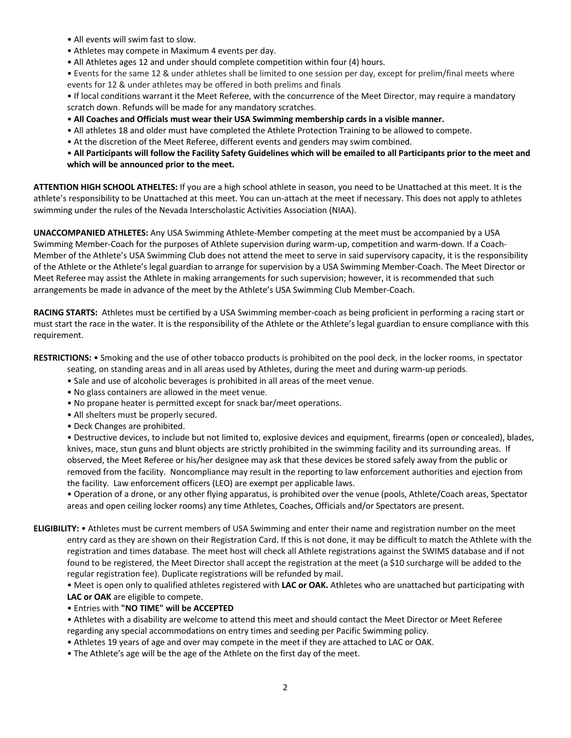- All events will swim fast to slow.
- Athletes may compete in Maximum 4 events per day.
- All Athletes ages 12 and under should complete competition within four (4) hours.
- Events for the same 12 & under athletes shall be limited to one session per day, except for prelim/final meets where events for 12 & under athletes may be offered in both prelims and finals
- If local conditions warrant it the Meet Referee, with the concurrence of the Meet Director, may require a mandatory scratch down. Refunds will be made for any mandatory scratches.
- **All Coaches and Officials must wear their USA Swimming membership cards in a visible manner.**
- All athletes 18 and older must have completed the Athlete Protection Training to be allowed to compete.
- At the discretion of the Meet Referee, different events and genders may swim combined.
- **All Participants will follow the Facility Safety Guidelines which will be emailed to all Participants prior to the meet and which will be announced prior to the meet.**

**ATTENTION HIGH SCHOOL ATHELTES:** If you are a high school athlete in season, you need to be Unattached at this meet. It is the athlete's responsibility to be Unattached at this meet. You can un-attach at the meet if necessary. This does not apply to athletes swimming under the rules of the Nevada Interscholastic Activities Association (NIAA).

**UNACCOMPANIED ATHLETES:** Any USA Swimming Athlete-Member competing at the meet must be accompanied by a USA Swimming Member-Coach for the purposes of Athlete supervision during warm-up, competition and warm-down. If a Coach-Member of the Athlete's USA Swimming Club does not attend the meet to serve in said supervisory capacity, it is the responsibility of the Athlete or the Athlete's legal guardian to arrange for supervision by a USA Swimming Member-Coach. The Meet Director or Meet Referee may assist the Athlete in making arrangements for such supervision; however, it is recommended that such arrangements be made in advance of the meet by the Athlete's USA Swimming Club Member-Coach.

**RACING STARTS:** Athletes must be certified by a USA Swimming member-coach as being proficient in performing a racing start or must start the race in the water. It is the responsibility of the Athlete or the Athlete's legal guardian to ensure compliance with this requirement.

**RESTRICTIONS:**
- Smoking and the use of other tobacco products is prohibited on the pool deck, in the locker rooms, in spectator seating, on standing areas and in all areas used by Athletes, during the meet and during warm-up periods.
- Sale and use of alcoholic beverages is prohibited in all areas of the meet venue.
- No glass containers are allowed in the meet venue.
- No propane heater is permitted except for snack bar/meet operations.
- All shelters must be properly secured.
- Deck Changes are prohibited.
- Destructive devices, to include but not limited to, explosive devices and equipment, firearms (open or concealed), blades, knives, mace, stun guns and blunt objects are strictly prohibited in the swimming facility and its surrounding areas. If observed, the Meet Referee or his/her designee may ask that these devices be stored safely away from the public or removed from the facility. Noncompliance may result in the reporting to law enforcement authorities and ejection from the facility. Law enforcement officers (LEO) are exempt per applicable laws.
- Operation of a drone, or any other flying apparatus, is prohibited over the venue (pools, Athlete/Coach areas, Spectator areas and open ceiling locker rooms) any time Athletes, Coaches, Officials and/or Spectators are present.

**ELIGIBILITY:**
- Athletes must be current members of USA Swimming and enter their name and registration number on the meet entry card as they are shown on their Registration Card. If this is not done, it may be difficult to match the Athlete with the registration and times database. The meet host will check all Athlete registrations against the SWIMS database and if not found to be registered, the Meet Director shall accept the registration at the meet (a $10 surcharge will be added to the regular registration fee). Duplicate registrations will be refunded by mail.
- Meet is open only to qualified athletes registered with **LAC or OAK.** Athletes who are unattached but participating with **LAC or OAK** are eligible to compete.
- Entries with **"NO TIME" will be ACCEPTED**
- Athletes with a disability are welcome to attend this meet and should contact the Meet Director or Meet Referee regarding any special accommodations on entry times and seeding per Pacific Swimming policy.
- Athletes 19 years of age and over may compete in the meet if they are attached to LAC or OAK.
- The Athlete's age will be the age of the Athlete on the first day of the meet.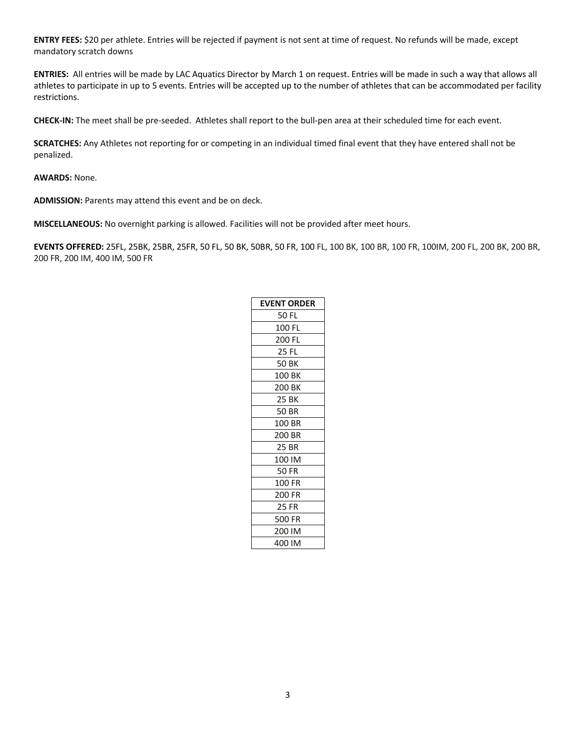**ENTRY FEES:** $20 per athlete. Entries will be rejected if payment is not sent at time of request. No refunds will be made, except mandatory scratch downs

**ENTRIES:** All entries will be made by LAC Aquatics Director by March 1 on request. Entries will be made in such a way that allows all athletes to participate in up to 5 events. Entries will be accepted up to the number of athletes that can be accommodated per facility restrictions.

**CHECK-IN:** The meet shall be pre-seeded. Athletes shall report to the bull-pen area at their scheduled time for each event.

**SCRATCHES:** Any Athletes not reporting for or competing in an individual timed final event that they have entered shall not be penalized.

**AWARDS:** None.

**ADMISSION:** Parents may attend this event and be on deck.

**MISCELLANEOUS:** No overnight parking is allowed. Facilities will not be provided after meet hours.

**EVENTS OFFERED:** 25FL, 25BK, 25BR, 25FR, 50 FL, 50 BK, 50BR, 50 FR, 100 FL, 100 BK, 100 BR, 100 FR, 100IM, 200 FL, 200 BK, 200 BR, 200 FR, 200 IM, 400 IM, 500 FR

| EVENT ORDER |
| --- |
| 50 FL |
| 100 FL |
| 200 FL |
| 25 FL |
| 50 BK |
| 100 BK |
| 200 BK |
| 25 BK |
| 50 BR |
| 100 BR |
| 200 BR |
| 25 BR |
| 100 IM |
| 50 FR |
| 100 FR |
| 200 FR |
| 25 FR |
| 500 FR |
| 200 IM |
| 400 IM |